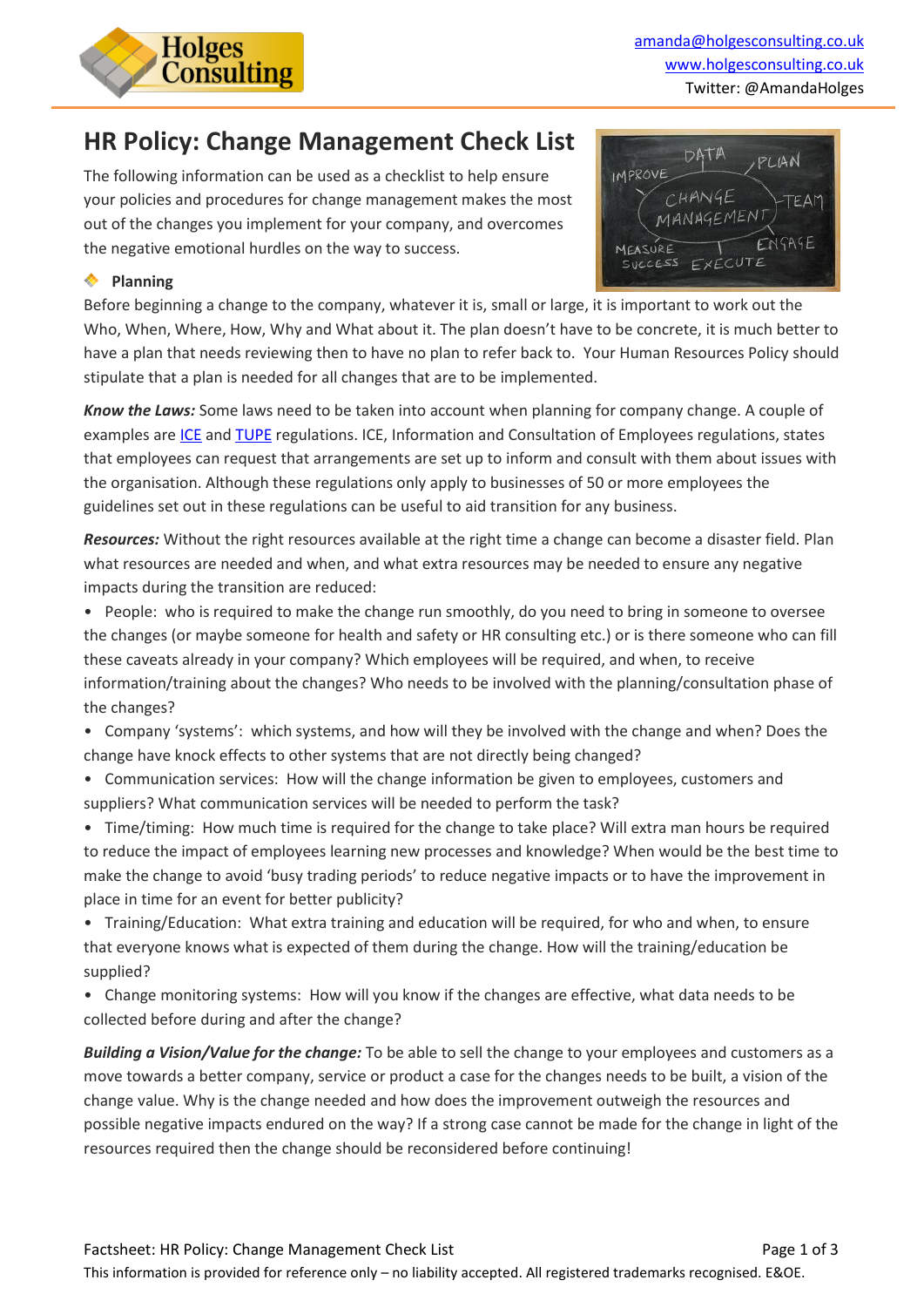amanda@holgesconsulting.co.uk
www.holgesconsulting.co.uk
Twitter: @AmandaHolges

# HR Policy: Change Management Check List

The following information can be used as a checklist to help ensure your policies and procedures for change management makes the most out of the changes you implement for your company, and overcomes the negative emotional hurdles on the way to success.

## Planning

Before beginning a change to the company, whatever it is, small or large, it is important to work out the Who, When, Where, How, Why and What about it. The plan doesn't have to be concrete, it is much better to have a plan that needs reviewing then to have no plan to refer back to. Your Human Resources Policy should stipulate that a plan is needed for all changes that are to be implemented.

***Know the Laws:*** Some laws need to be taken into account when planning for company change. A couple of examples are ICE and TUPE regulations. ICE, Information and Consultation of Employees regulations, states that employees can request that arrangements are set up to inform and consult with them about issues with the organisation. Although these regulations only apply to businesses of 50 or more employees the guidelines set out in these regulations can be useful to aid transition for any business.

***Resources:*** Without the right resources available at the right time a change can become a disaster field. Plan what resources are needed and when, and what extra resources may be needed to ensure any negative impacts during the transition are reduced:

- People: who is required to make the change run smoothly, do you need to bring in someone to oversee the changes (or maybe someone for health and safety or HR consulting etc.) or is there someone who can fill these caveats already in your company? Which employees will be required, and when, to receive information/training about the changes? Who needs to be involved with the planning/consultation phase of the changes?
- Company 'systems': which systems, and how will they be involved with the change and when? Does the change have knock effects to other systems that are not directly being changed?
- Communication services: How will the change information be given to employees, customers and suppliers? What communication services will be needed to perform the task?
- Time/timing: How much time is required for the change to take place? Will extra man hours be required to reduce the impact of employees learning new processes and knowledge? When would be the best time to make the change to avoid 'busy trading periods' to reduce negative impacts or to have the improvement in place in time for an event for better publicity?
- Training/Education: What extra training and education will be required, for who and when, to ensure that everyone knows what is expected of them during the change. How will the training/education be supplied?
- Change monitoring systems: How will you know if the changes are effective, what data needs to be collected before during and after the change?

***Building a Vision/Value for the change:*** To be able to sell the change to your employees and customers as a move towards a better company, service or product a case for the changes needs to be built, a vision of the change value. Why is the change needed and how does the improvement outweigh the resources and possible negative impacts endured on the way? If a strong case cannot be made for the change in light of the resources required then the change should be reconsidered before continuing!

Factsheet: HR Policy: Change Management Check List

This information is provided for reference only – no liability accepted. All registered trademarks recognised. E&OE.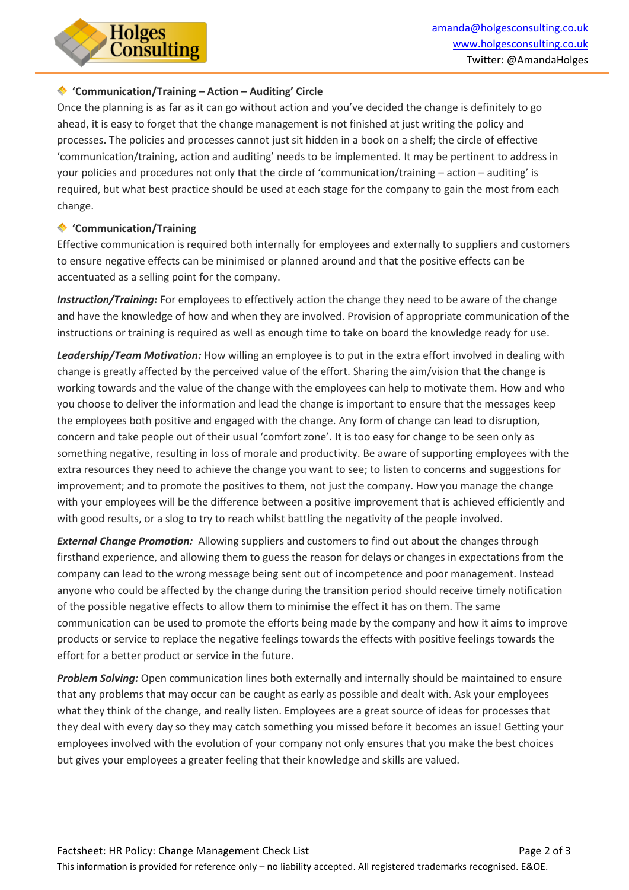### 'Communication/Training – Action – Auditing' Circle

Once the planning is as far as it can go without action and you've decided the change is definitely to go ahead, it is easy to forget that the change management is not finished at just writing the policy and processes. The policies and processes cannot just sit hidden in a book on a shelf; the circle of effective 'communication/training, action and auditing' needs to be implemented. It may be pertinent to address in your policies and procedures not only that the circle of 'communication/training – action – auditing' is required, but what best practice should be used at each stage for the company to gain the most from each change.

### 'Communication/Training

Effective communication is required both internally for employees and externally to suppliers and customers to ensure negative effects can be minimised or planned around and that the positive effects can be accentuated as a selling point for the company.

***Instruction/Training:*** For employees to effectively action the change they need to be aware of the change and have the knowledge of how and when they are involved. Provision of appropriate communication of the instructions or training is required as well as enough time to take on board the knowledge ready for use.

***Leadership/Team Motivation:*** How willing an employee is to put in the extra effort involved in dealing with change is greatly affected by the perceived value of the effort. Sharing the aim/vision that the change is working towards and the value of the change with the employees can help to motivate them. How and who you choose to deliver the information and lead the change is important to ensure that the messages keep the employees both positive and engaged with the change. Any form of change can lead to disruption, concern and take people out of their usual 'comfort zone'. It is too easy for change to be seen only as something negative, resulting in loss of morale and productivity. Be aware of supporting employees with the extra resources they need to achieve the change you want to see; to listen to concerns and suggestions for improvement; and to promote the positives to them, not just the company. How you manage the change with your employees will be the difference between a positive improvement that is achieved efficiently and with good results, or a slog to try to reach whilst battling the negativity of the people involved.

***External Change Promotion:*** Allowing suppliers and customers to find out about the changes through firsthand experience, and allowing them to guess the reason for delays or changes in expectations from the company can lead to the wrong message being sent out of incompetence and poor management. Instead anyone who could be affected by the change during the transition period should receive timely notification of the possible negative effects to allow them to minimise the effect it has on them. The same communication can be used to promote the efforts being made by the company and how it aims to improve products or service to replace the negative feelings towards the effects with positive feelings towards the effort for a better product or service in the future.

***Problem Solving:*** Open communication lines both externally and internally should be maintained to ensure that any problems that may occur can be caught as early as possible and dealt with. Ask your employees what they think of the change, and really listen. Employees are a great source of ideas for processes that they deal with every day so they may catch something you missed before it becomes an issue! Getting your employees involved with the evolution of your company not only ensures that you make the best choices but gives your employees a greater feeling that their knowledge and skills are valued.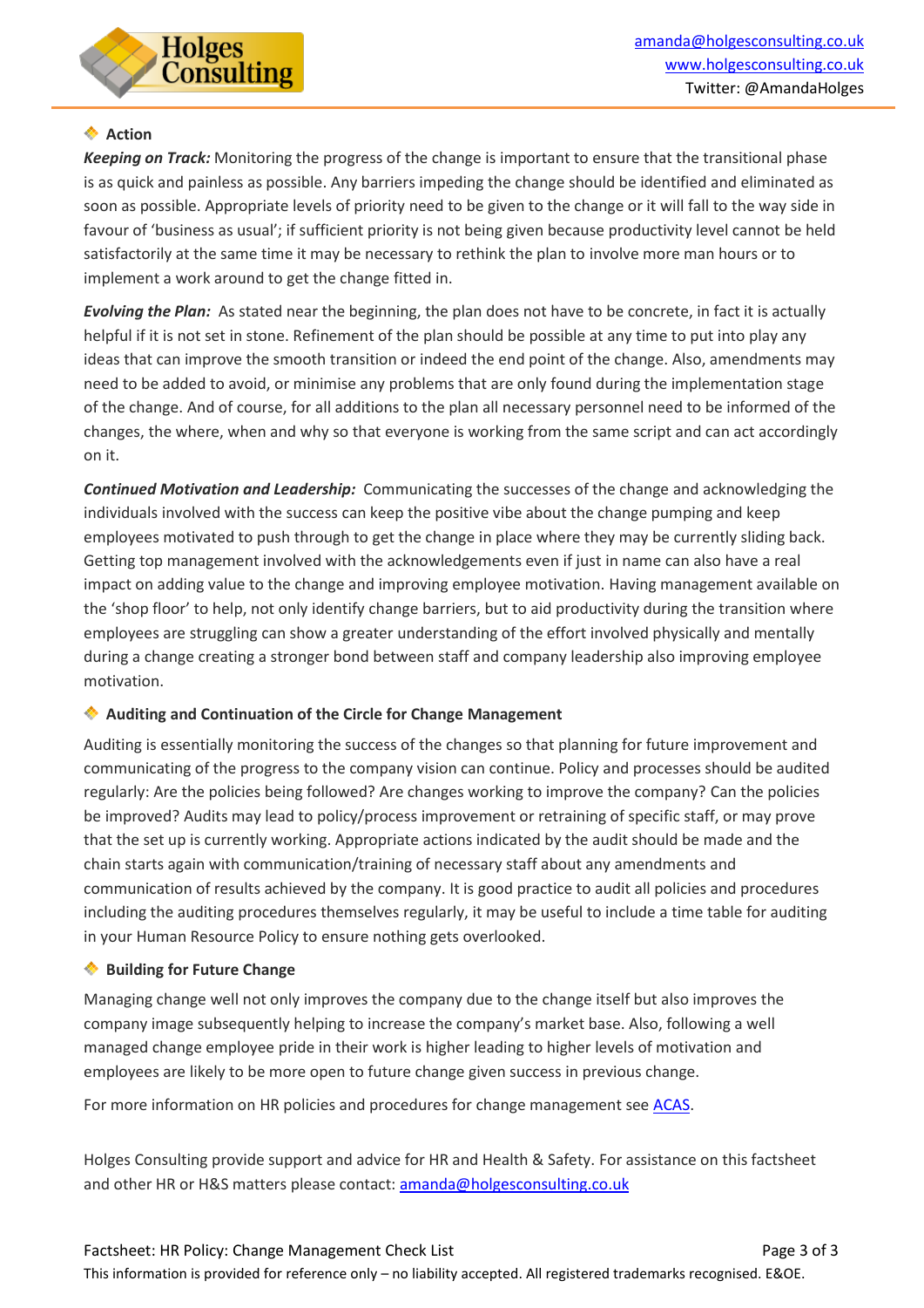### Action

***Keeping on Track:*** Monitoring the progress of the change is important to ensure that the transitional phase is as quick and painless as possible. Any barriers impeding the change should be identified and eliminated as soon as possible. Appropriate levels of priority need to be given to the change or it will fall to the way side in favour of 'business as usual'; if sufficient priority is not being given because productivity level cannot be held satisfactorily at the same time it may be necessary to rethink the plan to involve more man hours or to implement a work around to get the change fitted in.

***Evolving the Plan:*** As stated near the beginning, the plan does not have to be concrete, in fact it is actually helpful if it is not set in stone. Refinement of the plan should be possible at any time to put into play any ideas that can improve the smooth transition or indeed the end point of the change. Also, amendments may need to be added to avoid, or minimise any problems that are only found during the implementation stage of the change. And of course, for all additions to the plan all necessary personnel need to be informed of the changes, the where, when and why so that everyone is working from the same script and can act accordingly on it.

***Continued Motivation and Leadership:*** Communicating the successes of the change and acknowledging the individuals involved with the success can keep the positive vibe about the change pumping and keep employees motivated to push through to get the change in place where they may be currently sliding back. Getting top management involved with the acknowledgements even if just in name can also have a real impact on adding value to the change and improving employee motivation. Having management available on the 'shop floor' to help, not only identify change barriers, but to aid productivity during the transition where employees are struggling can show a greater understanding of the effort involved physically and mentally during a change creating a stronger bond between staff and company leadership also improving employee motivation.

### Auditing and Continuation of the Circle for Change Management

Auditing is essentially monitoring the success of the changes so that planning for future improvement and communicating of the progress to the company vision can continue. Policy and processes should be audited regularly: Are the policies being followed? Are changes working to improve the company? Can the policies be improved? Audits may lead to policy/process improvement or retraining of specific staff, or may prove that the set up is currently working. Appropriate actions indicated by the audit should be made and the chain starts again with communication/training of necessary staff about any amendments and communication of results achieved by the company. It is good practice to audit all policies and procedures including the auditing procedures themselves regularly, it may be useful to include a time table for auditing in your Human Resource Policy to ensure nothing gets overlooked.

### Building for Future Change

Managing change well not only improves the company due to the change itself but also improves the company image subsequently helping to increase the company's market base. Also, following a well managed change employee pride in their work is higher leading to higher levels of motivation and employees are likely to be more open to future change given success in previous change.

For more information on HR policies and procedures for change management see [ACAS](ACAS).

Holges Consulting provide support and advice for HR and Health & Safety. For assistance on this factsheet and other HR or H&S matters please contact: [amanda@holgesconsulting.co.uk](mailto:amanda@holgesconsulting.co.uk)